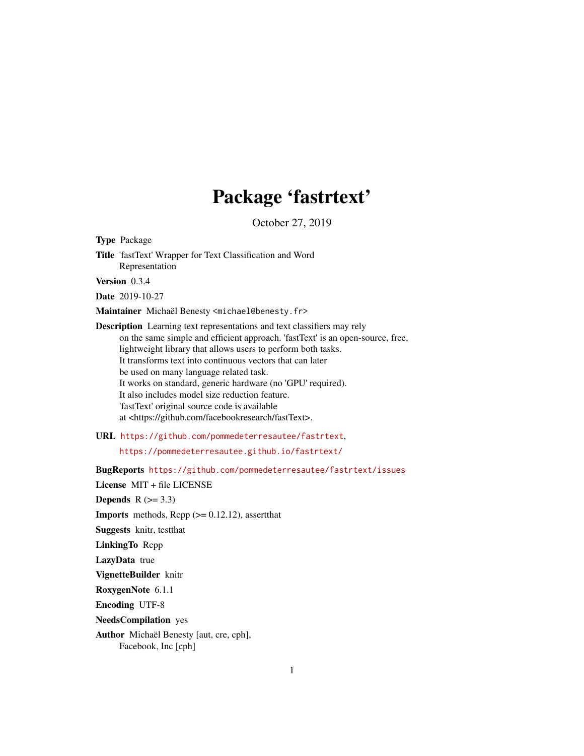# Package 'fastrtext'

October 27, 2019

**Type** Package

**Title** 'fastText' Wrapper for Text Classification and Word Representation

**Version** 0.3.4

**Date** 2019-10-27

**Maintainer** Michaël Benesty <michael@benesty.fr>

**Description** Learning text representations and text classifiers may rely on the same simple and efficient approach. 'fastText' is an open-source, free, lightweight library that allows users to perform both tasks. It transforms text into continuous vectors that can later be used on many language related task. It works on standard, generic hardware (no 'GPU' required). It also includes model size reduction feature. 'fastText' original source code is available at <https://github.com/facebookresearch/fastText>.

**URL** https://github.com/pommedeterresautee/fastrtext, https://pommedeterresautee.github.io/fastrtext/

**BugReports** https://github.com/pommedeterresautee/fastrtext/issues

**License** MIT + file LICENSE

**Depends** R (>= 3.3)

**Imports** methods, Rcpp (>= 0.12.12), assertthat

**Suggests** knitr, testthat

**LinkingTo** Rcpp

**LazyData** true

**VignetteBuilder** knitr

**RoxygenNote** 6.1.1

**Encoding** UTF-8

**NeedsCompilation** yes

**Author** Michaël Benesty [aut, cre, cph], Facebook, Inc [cph]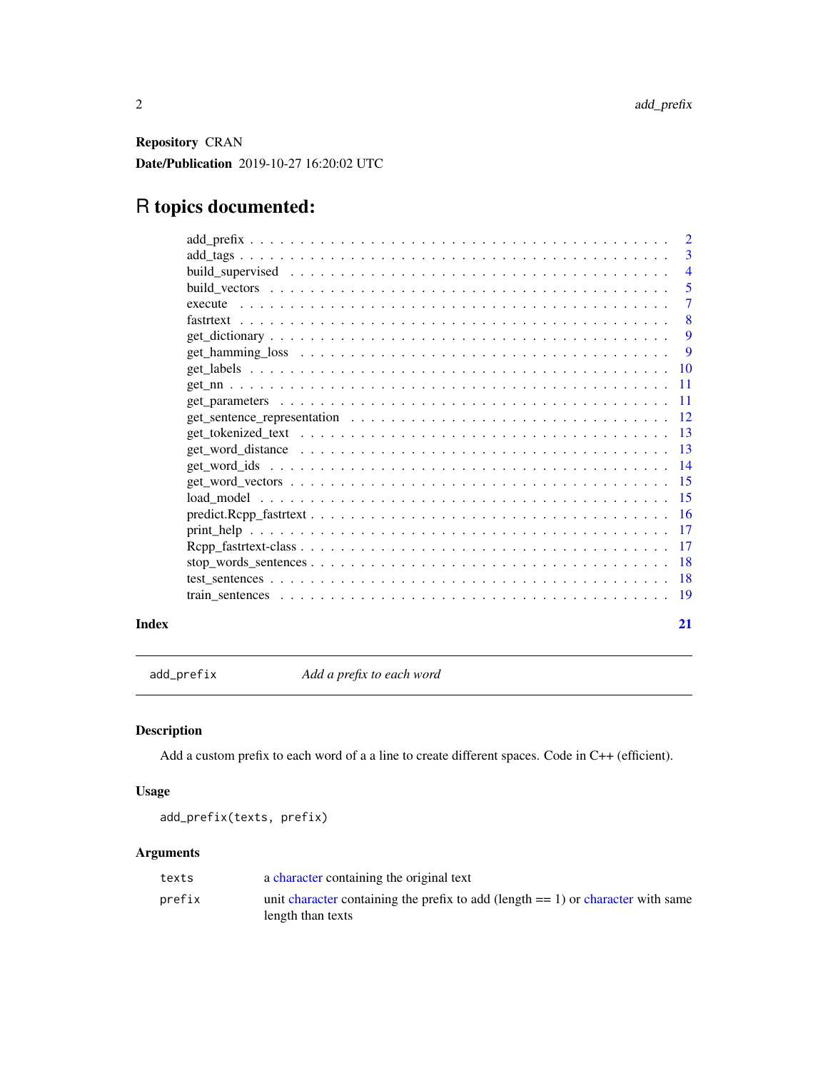**Repository** CRAN

**Date/Publication** 2019-10-27 16:20:02 UTC

# R topics documented:

| | |
|---|---|
| add_prefix | 2 |
| add_tags | 3 |
| build_supervised | 4 |
| build_vectors | 5 |
| execute | 7 |
| fastrtext | 8 |
| get_dictionary | 9 |
| get_hamming_loss | 9 |
| get_labels | 10 |
| get_nn | 11 |
| get_parameters | 11 |
| get_sentence_representation | 12 |
| get_tokenized_text | 13 |
| get_word_distance | 13 |
| get_word_ids | 14 |
| get_word_vectors | 15 |
| load_model | 15 |
| predict.Rcpp_fastrtext | 16 |
| print_help | 17 |
| Rcpp_fastrtext-class | 17 |
| stop_words_sentences | 18 |
| test_sentences | 18 |
| train_sentences | 19 |

**Index** **21**

---

`add_prefix` *Add a prefix to each word*

---

## Description

Add a custom prefix to each word of a a line to create different spaces. Code in C++ (efficient).

## Usage

```
add_prefix(texts, prefix)
```

## Arguments

| | |
|---|---|
| `texts` | a character containing the original text |
| `prefix` | unit character containing the prefix to add (length == 1) or character with same length than texts |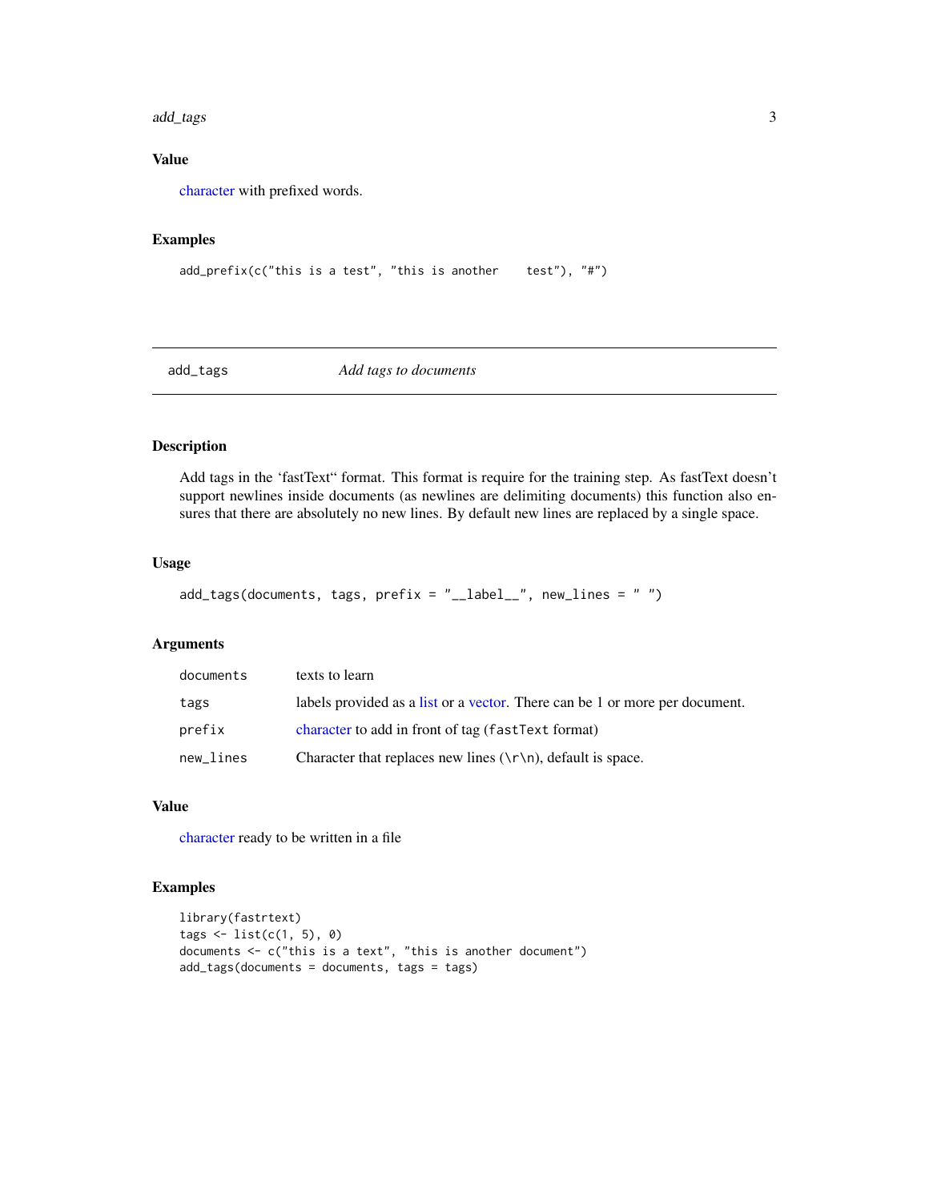### Value

character with prefixed words.

### Examples

```
add_prefix(c("this is a test", "this is another    test"), "#")
```

---

## add_tags — *Add tags to documents*

---

### Description

Add tags in the 'fastText" format. This format is require for the training step. As fastText doesn't support newlines inside documents (as newlines are delimiting documents) this function also ensures that there are absolutely no new lines. By default new lines are replaced by a single space.

### Usage

```
add_tags(documents, tags, prefix = "__label__", new_lines = " ")
```

### Arguments

| | |
|---|---|
| documents | texts to learn |
| tags | labels provided as a list or a vector. There can be 1 or more per document. |
| prefix | character to add in front of tag (fastText format) |
| new_lines | Character that replaces new lines (\r\n), default is space. |

### Value

character ready to be written in a file

### Examples

```
library(fastrtext)
tags <- list(c(1, 5), 0)
documents <- c("this is a text", "this is another document")
add_tags(documents = documents, tags = tags)
```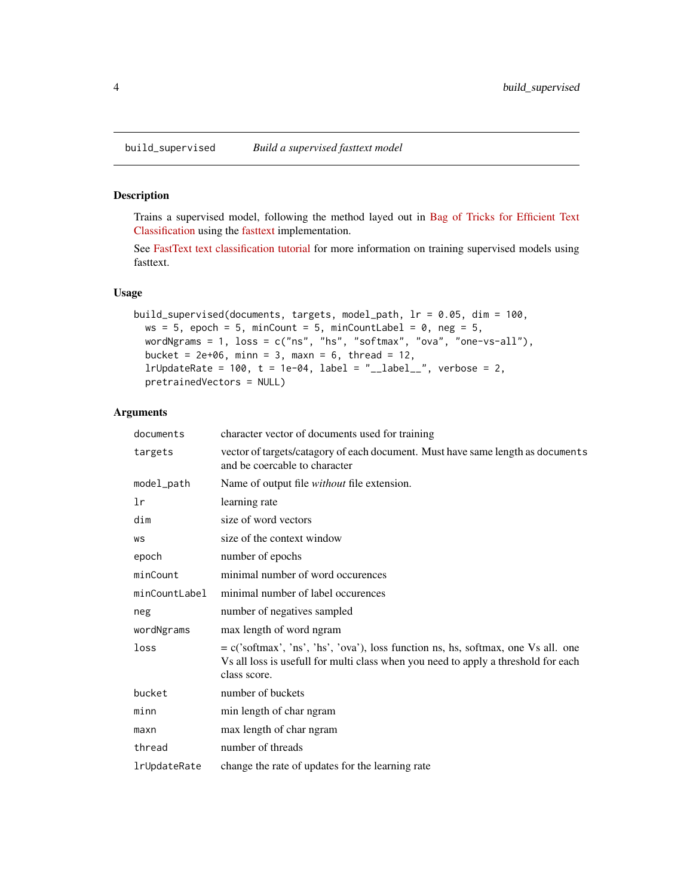## build_supervised *Build a supervised fasttext model*

### Description

Trains a supervised model, following the method layed out in Bag of Tricks for Efficient Text Classification using the fasttext implementation.

See FastText text classification tutorial for more information on training supervised models using fasttext.

### Usage

```
build_supervised(documents, targets, model_path, lr = 0.05, dim = 100,
  ws = 5, epoch = 5, minCount = 5, minCountLabel = 0, neg = 5,
  wordNgrams = 1, loss = c("ns", "hs", "softmax", "ova", "one-vs-all"),
  bucket = 2e+06, minn = 3, maxn = 6, thread = 12,
  lrUpdateRate = 100, t = 1e-04, label = "__label__", verbose = 2,
  pretrainedVectors = NULL)
```

### Arguments

| | |
|---|---|
| `documents` | character vector of documents used for training |
| `targets` | vector of targets/catagory of each document. Must have same length as `documents` and be coercable to character |
| `model_path` | Name of output file *without* file extension. |
| `lr` | learning rate |
| `dim` | size of word vectors |
| `ws` | size of the context window |
| `epoch` | number of epochs |
| `minCount` | minimal number of word occurences |
| `minCountLabel` | minimal number of label occurences |
| `neg` | number of negatives sampled |
| `wordNgrams` | max length of word ngram |
| `loss` | = c('softmax', 'ns', 'hs', 'ova'), loss function ns, hs, softmax, one Vs all. one Vs all loss is usefull for multi class when you need to apply a threshold for each class score. |
| `bucket` | number of buckets |
| `minn` | min length of char ngram |
| `maxn` | max length of char ngram |
| `thread` | number of threads |
| `lrUpdateRate` | change the rate of updates for the learning rate |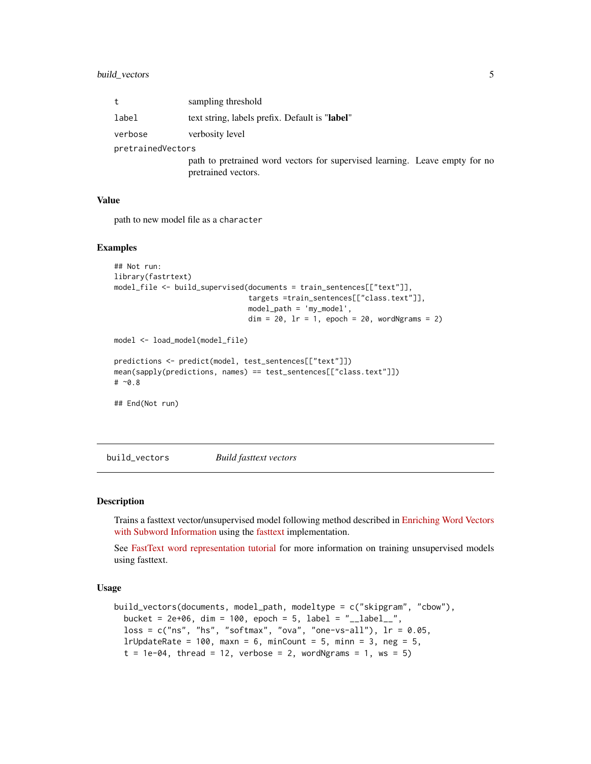| | |
|---|---|
| `t` | sampling threshold |
| `label` | text string, labels prefix. Default is "**label**" |
| `verbose` | verbosity level |
| `pretrainedVectors` | path to pretrained word vectors for supervised learning. Leave empty for no pretrained vectors. |

### Value

path to new model file as a `character`

### Examples

```
## Not run:
library(fastrtext)
model_file <- build_supervised(documents = train_sentences[["text"]],
                               targets =train_sentences[["class.text"]],
                               model_path = 'my_model',
                               dim = 20, lr = 1, epoch = 20, wordNgrams = 2)

model <- load_model(model_file)

predictions <- predict(model, test_sentences[["text"]])
mean(sapply(predictions, names) == test_sentences[["class.text"]])
# ~0.8

## End(Not run)
```

---

## `build_vectors` *Build fasttext vectors*

---

### Description

Trains a fasttext vector/unsupervised model following method described in Enriching Word Vectors with Subword Information using the fasttext implementation.

See FastText word representation tutorial for more information on training unsupervised models using fasttext.

### Usage

```
build_vectors(documents, model_path, modeltype = c("skipgram", "cbow"),
  bucket = 2e+06, dim = 100, epoch = 5, label = "__label__",
  loss = c("ns", "hs", "softmax", "ova", "one-vs-all"), lr = 0.05,
  lrUpdateRate = 100, maxn = 6, minCount = 5, minn = 3, neg = 5,
  t = 1e-04, thread = 12, verbose = 2, wordNgrams = 1, ws = 5)
```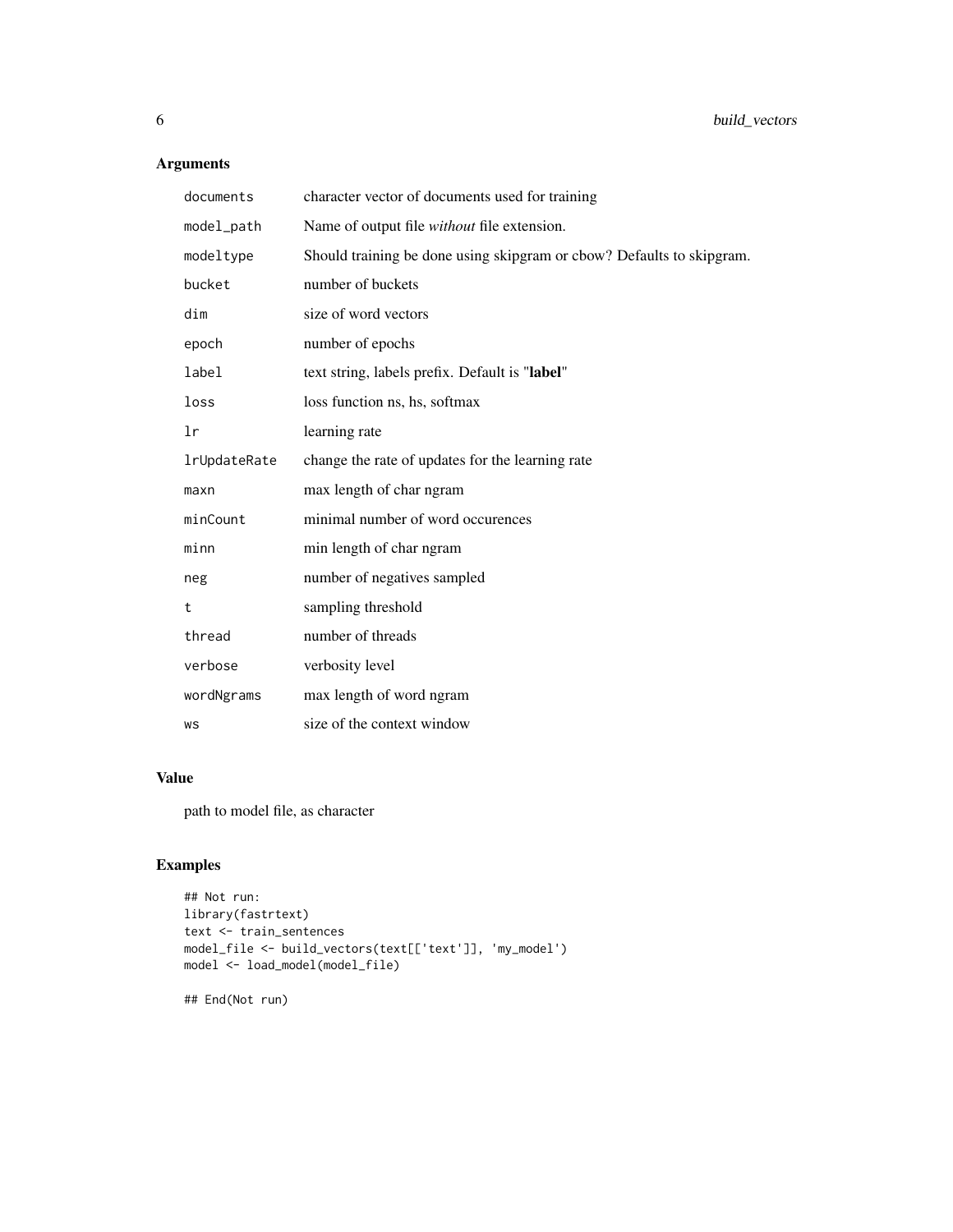## Arguments

| | |
|---|---|
| documents | character vector of documents used for training |
| model_path | Name of output file *without* file extension. |
| modeltype | Should training be done using skipgram or cbow? Defaults to skipgram. |
| bucket | number of buckets |
| dim | size of word vectors |
| epoch | number of epochs |
| label | text string, labels prefix. Default is "**label**" |
| loss | loss function ns, hs, softmax |
| lr | learning rate |
| lrUpdateRate | change the rate of updates for the learning rate |
| maxn | max length of char ngram |
| minCount | minimal number of word occurences |
| minn | min length of char ngram |
| neg | number of negatives sampled |
| t | sampling threshold |
| thread | number of threads |
| verbose | verbosity level |
| wordNgrams | max length of word ngram |
| ws | size of the context window |

## Value

path to model file, as character

## Examples

```
## Not run:
library(fastrtext)
text <- train_sentences
model_file <- build_vectors(text[['text']], 'my_model')
model <- load_model(model_file)

## End(Not run)
```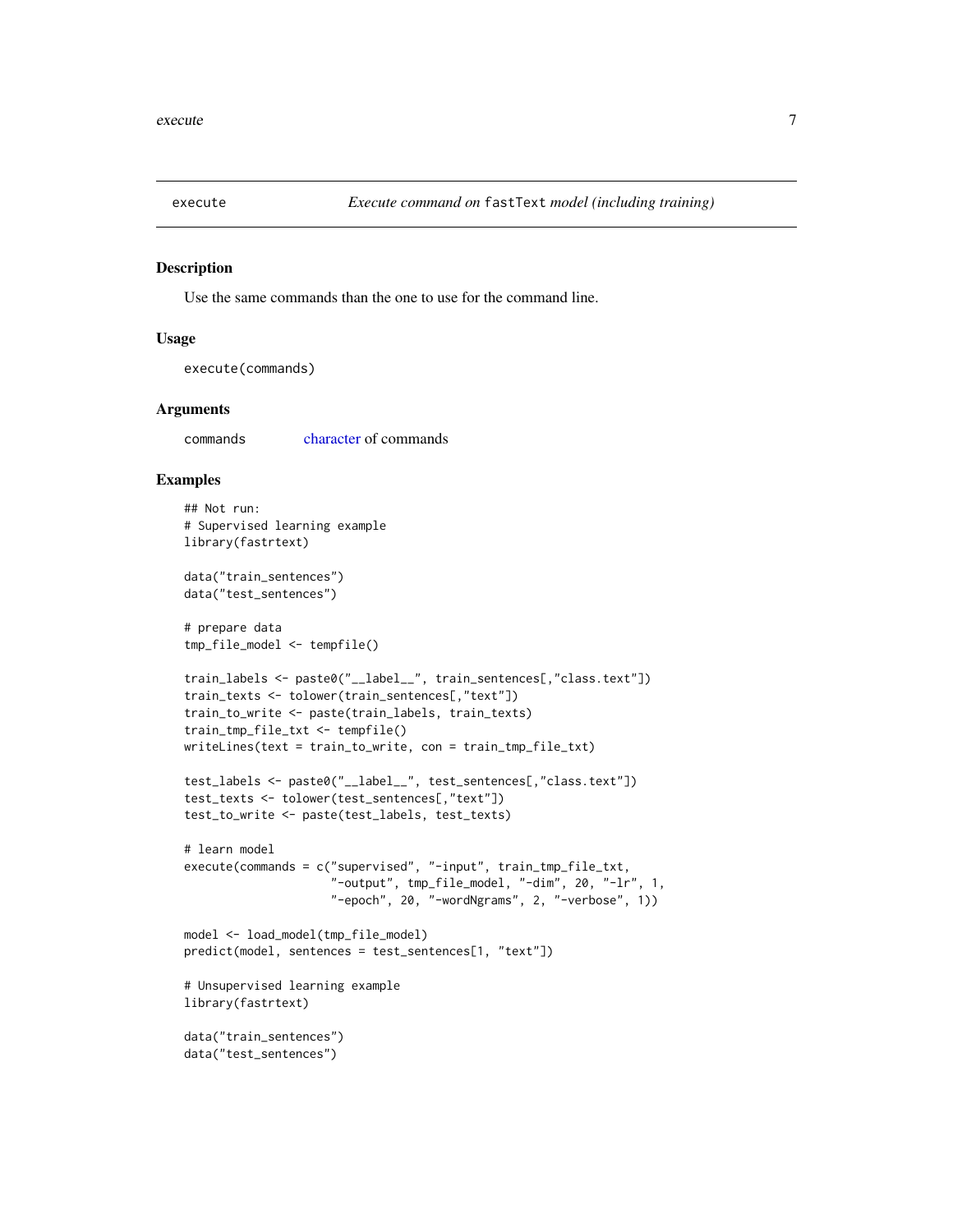## execute — *Execute command on* fastText *model (including training)*

### Description

Use the same commands than the one to use for the command line.

### Usage

```
execute(commands)
```

### Arguments

| | |
|---|---|
| commands | character of commands |

### Examples

```
## Not run:
# Supervised learning example
library(fastrtext)

data("train_sentences")
data("test_sentences")

# prepare data
tmp_file_model <- tempfile()

train_labels <- paste0("__label__", train_sentences[,"class.text"])
train_texts <- tolower(train_sentences[,"text"])
train_to_write <- paste(train_labels, train_texts)
train_tmp_file_txt <- tempfile()
writeLines(text = train_to_write, con = train_tmp_file_txt)

test_labels <- paste0("__label__", test_sentences[,"class.text"])
test_texts <- tolower(test_sentences[,"text"])
test_to_write <- paste(test_labels, test_texts)

# learn model
execute(commands = c("supervised", "-input", train_tmp_file_txt,
                     "-output", tmp_file_model, "-dim", 20, "-lr", 1,
                     "-epoch", 20, "-wordNgrams", 2, "-verbose", 1))

model <- load_model(tmp_file_model)
predict(model, sentences = test_sentences[1, "text"])

# Unsupervised learning example
library(fastrtext)

data("train_sentences")
data("test_sentences")
```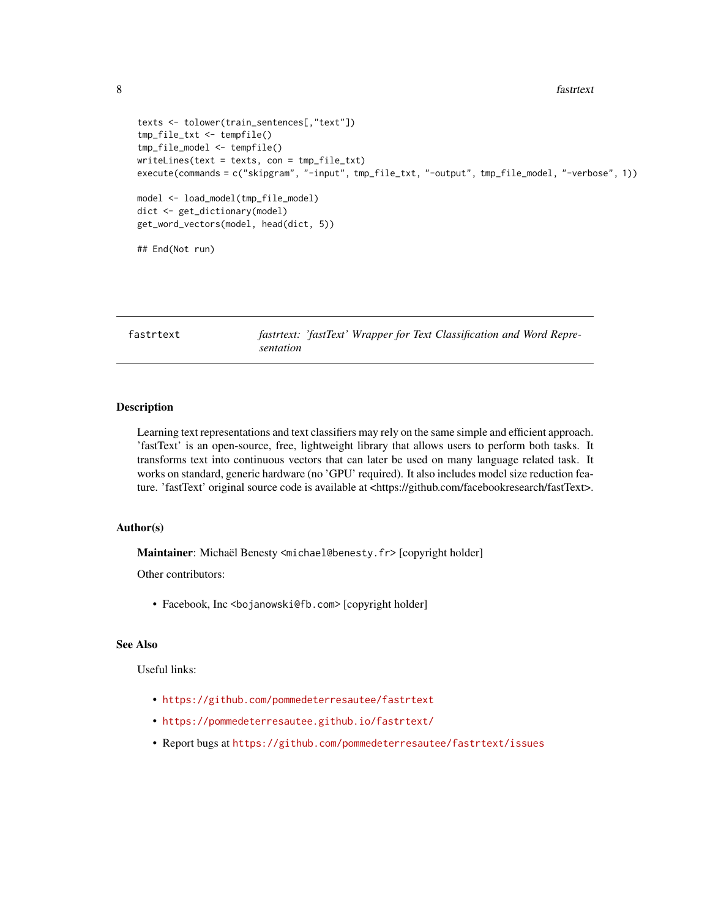```
texts <- tolower(train_sentences[,"text"])
tmp_file_txt <- tempfile()
tmp_file_model <- tempfile()
writeLines(text = texts, con = tmp_file_txt)
execute(commands = c("skipgram", "-input", tmp_file_txt, "-output", tmp_file_model, "-verbose", 1))

model <- load_model(tmp_file_model)
dict <- get_dictionary(model)
get_word_vectors(model, head(dict, 5))

## End(Not run)
```

---

## fastrtext — *fastrtext: 'fastText' Wrapper for Text Classification and Word Representation*

---

### Description

Learning text representations and text classifiers may rely on the same simple and efficient approach. 'fastText' is an open-source, free, lightweight library that allows users to perform both tasks. It transforms text into continuous vectors that can later be used on many language related task. It works on standard, generic hardware (no 'GPU' required). It also includes model size reduction feature. 'fastText' original source code is available at <https://github.com/facebookresearch/fastText>.

### Author(s)

**Maintainer**: Michaël Benesty <`michael@benesty.fr`> [copyright holder]

Other contributors:

- Facebook, Inc <`bojanowski@fb.com`> [copyright holder]

### See Also

Useful links:

- https://github.com/pommedeterresautee/fastrtext
- https://pommedeterresautee.github.io/fastrtext/
- Report bugs at https://github.com/pommedeterresautee/fastrtext/issues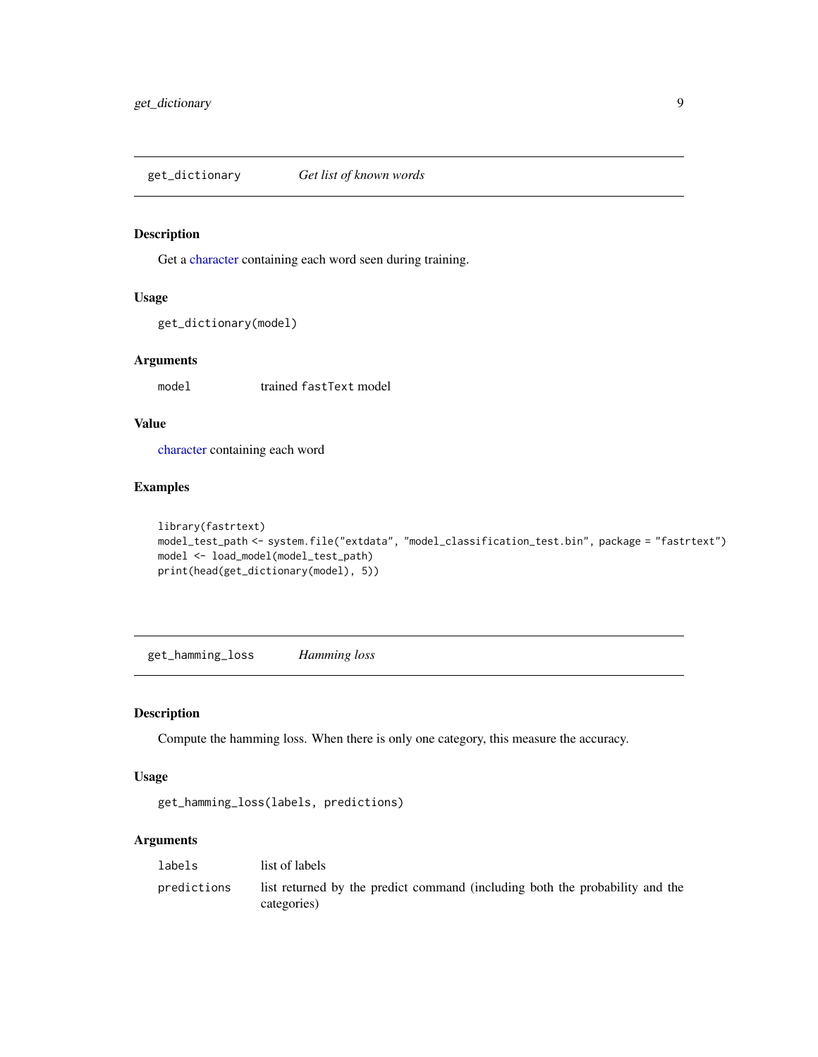## get_dictionary — *Get list of known words*

### Description

Get a character containing each word seen during training.

### Usage

```
get_dictionary(model)
```

### Arguments

| | |
|---|---|
| `model` | trained `fastText` model |

### Value

character containing each word

### Examples

```
library(fastrtext)
model_test_path <- system.file("extdata", "model_classification_test.bin", package = "fastrtext")
model <- load_model(model_test_path)
print(head(get_dictionary(model), 5))
```

## get_hamming_loss — *Hamming loss*

### Description

Compute the hamming loss. When there is only one category, this measure the accuracy.

### Usage

```
get_hamming_loss(labels, predictions)
```

### Arguments

| | |
|---|---|
| `labels` | list of labels |
| `predictions` | list returned by the predict command (including both the probability and the categories) |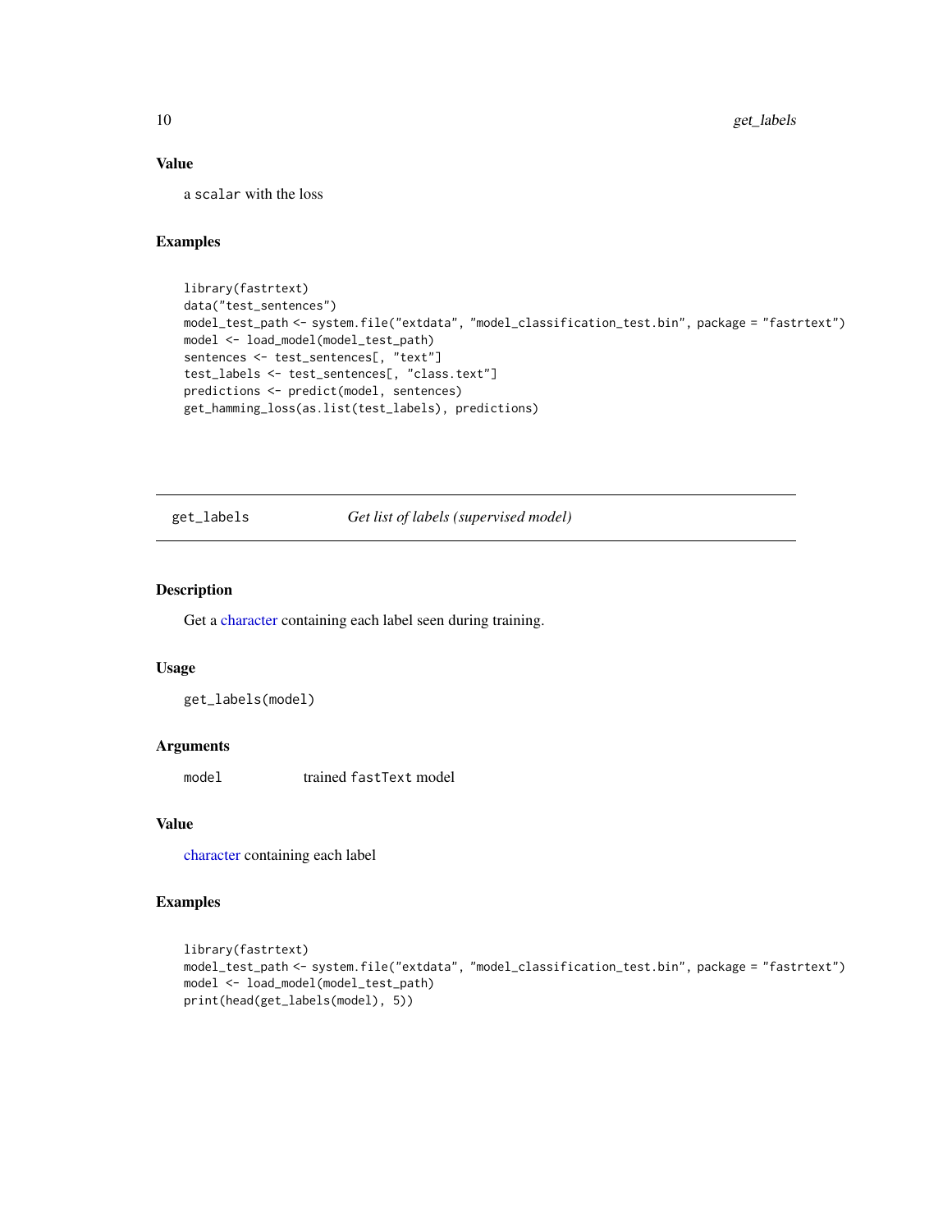### Value

a `scalar` with the loss

### Examples

```
library(fastrtext)
data("test_sentences")
model_test_path <- system.file("extdata", "model_classification_test.bin", package = "fastrtext")
model <- load_model(model_test_path)
sentences <- test_sentences[, "text"]
test_labels <- test_sentences[, "class.text"]
predictions <- predict(model, sentences)
get_hamming_loss(as.list(test_labels), predictions)
```

---

## get_labels — *Get list of labels (supervised model)*

---

### Description

Get a character containing each label seen during training.

### Usage

```
get_labels(model)
```

### Arguments

| | |
|---|---|
| `model` | trained `fastText` model |

### Value

character containing each label

### Examples

```
library(fastrtext)
model_test_path <- system.file("extdata", "model_classification_test.bin", package = "fastrtext")
model <- load_model(model_test_path)
print(head(get_labels(model), 5))
```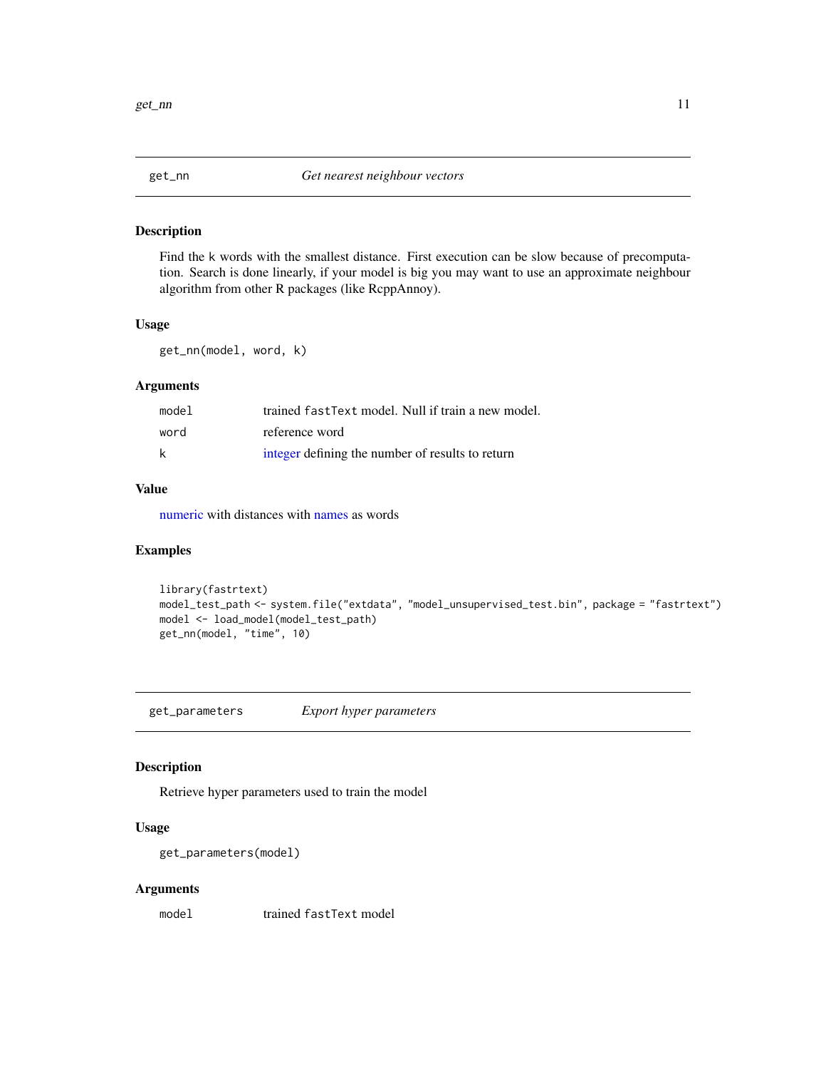## get_nn — *Get nearest neighbour vectors*

### Description

Find the k words with the smallest distance. First execution can be slow because of precomputation. Search is done linearly, if your model is big you may want to use an approximate neighbour algorithm from other R packages (like RcppAnnoy).

### Usage

```
get_nn(model, word, k)
```

### Arguments

| | |
|---|---|
| model | trained fastText model. Null if train a new model. |
| word | reference word |
| k | integer defining the number of results to return |

### Value

numeric with distances with names as words

### Examples

```
library(fastrtext)
model_test_path <- system.file("extdata", "model_unsupervised_test.bin", package = "fastrtext")
model <- load_model(model_test_path)
get_nn(model, "time", 10)
```

## get_parameters — *Export hyper parameters*

### Description

Retrieve hyper parameters used to train the model

### Usage

```
get_parameters(model)
```

### Arguments

| | |
|---|---|
| model | trained fastText model |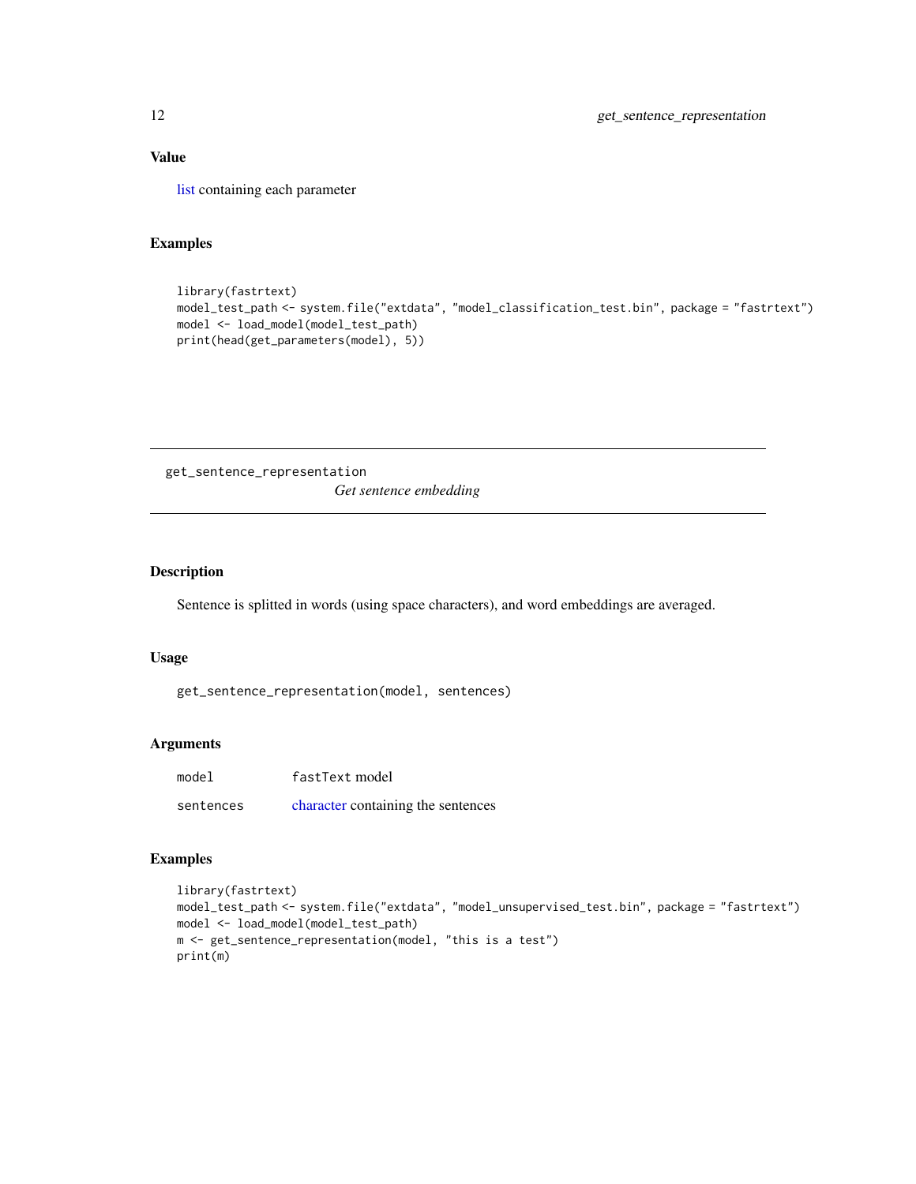## Value

list containing each parameter

## Examples

```
library(fastrtext)
model_test_path <- system.file("extdata", "model_classification_test.bin", package = "fastrtext")
model <- load_model(model_test_path)
print(head(get_parameters(model), 5))
```

---

# get_sentence_representation

*Get sentence embedding*

---

## Description

Sentence is splitted in words (using space characters), and word embeddings are averaged.

## Usage

```
get_sentence_representation(model, sentences)
```

## Arguments

| | |
|---|---|
| `model` | `fastText` model |
| `sentences` | character containing the sentences |

## Examples

```
library(fastrtext)
model_test_path <- system.file("extdata", "model_unsupervised_test.bin", package = "fastrtext")
model <- load_model(model_test_path)
m <- get_sentence_representation(model, "this is a test")
print(m)
```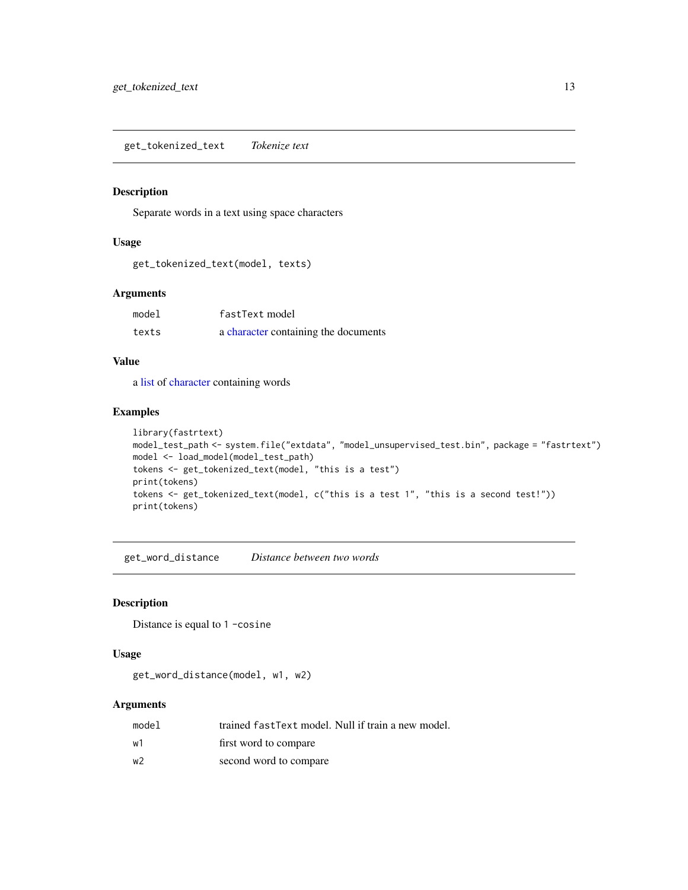## get_tokenized_text *Tokenize text*

### Description

Separate words in a text using space characters

### Usage

```
get_tokenized_text(model, texts)
```

### Arguments

| | |
|---|---|
| model | fastText model |
| texts | a character containing the documents |

### Value

a list of character containing words

### Examples

```
library(fastrtext)
model_test_path <- system.file("extdata", "model_unsupervised_test.bin", package = "fastrtext")
model <- load_model(model_test_path)
tokens <- get_tokenized_text(model, "this is a test")
print(tokens)
tokens <- get_tokenized_text(model, c("this is a test 1", "this is a second test!"))
print(tokens)
```

## get_word_distance *Distance between two words*

### Description

Distance is equal to 1 -cosine

### Usage

```
get_word_distance(model, w1, w2)
```

### Arguments

| | |
|---|---|
| model | trained fastText model. Null if train a new model. |
| w1 | first word to compare |
| w2 | second word to compare |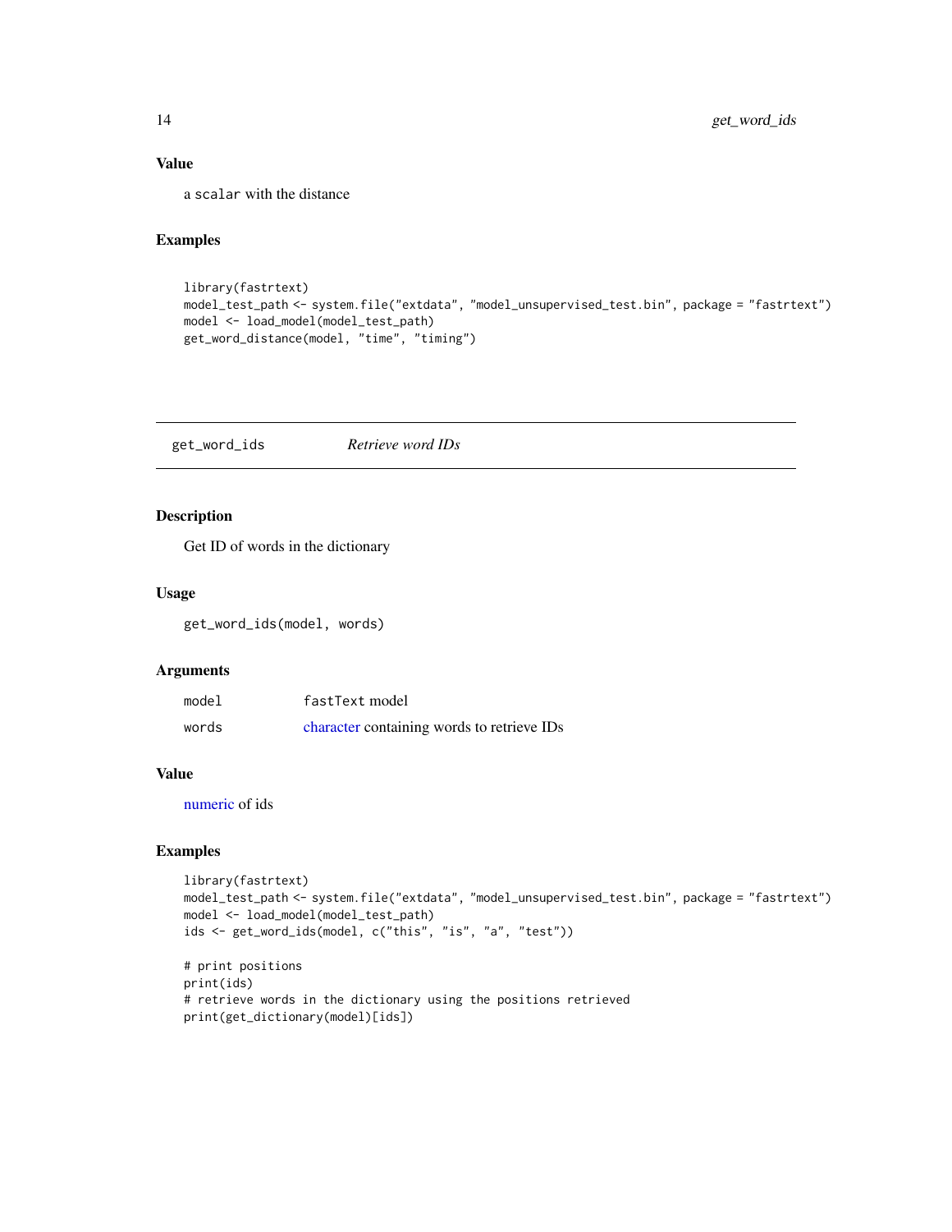### Value

a `scalar` with the distance

### Examples

```
library(fastrtext)
model_test_path <- system.file("extdata", "model_unsupervised_test.bin", package = "fastrtext")
model <- load_model(model_test_path)
get_word_distance(model, "time", "timing")
```

---

## get_word_ids — *Retrieve word IDs*

### Description

Get ID of words in the dictionary

### Usage

```
get_word_ids(model, words)
```

### Arguments

| | |
|---|---|
| `model` | `fastText` model |
| `words` | character containing words to retrieve IDs |

### Value

numeric of ids

### Examples

```
library(fastrtext)
model_test_path <- system.file("extdata", "model_unsupervised_test.bin", package = "fastrtext")
model <- load_model(model_test_path)
ids <- get_word_ids(model, c("this", "is", "a", "test"))

# print positions
print(ids)
# retrieve words in the dictionary using the positions retrieved
print(get_dictionary(model)[ids])
```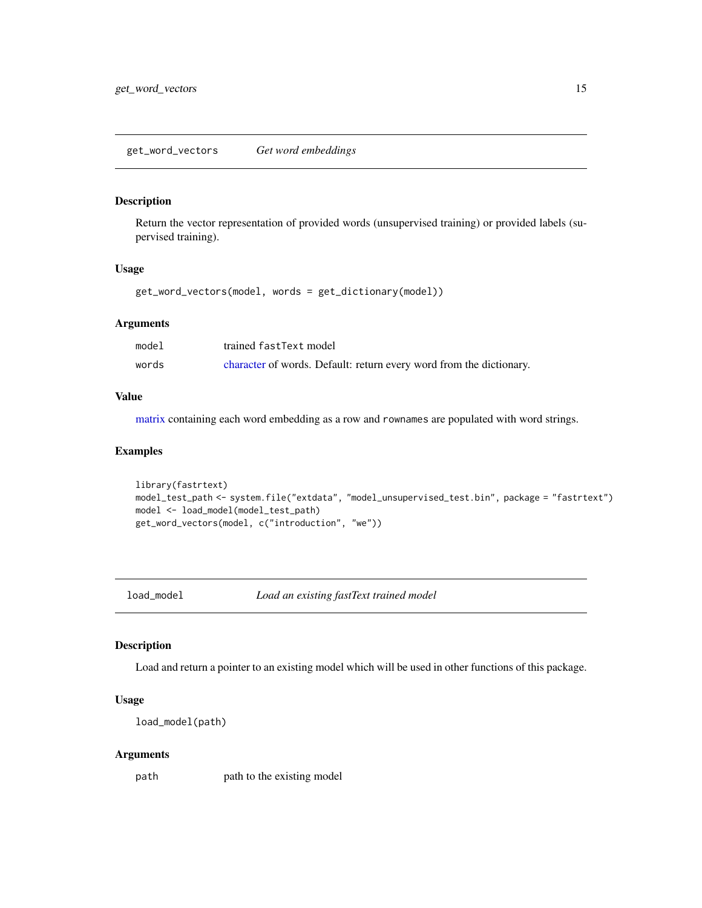## get_word_vectors *Get word embeddings*

### Description

Return the vector representation of provided words (unsupervised training) or provided labels (supervised training).

### Usage

```
get_word_vectors(model, words = get_dictionary(model))
```

### Arguments

| | |
|---|---|
| model | trained fastText model |
| words | character of words. Default: return every word from the dictionary. |

### Value

matrix containing each word embedding as a row and rownames are populated with word strings.

### Examples

```
library(fastrtext)
model_test_path <- system.file("extdata", "model_unsupervised_test.bin", package = "fastrtext")
model <- load_model(model_test_path)
get_word_vectors(model, c("introduction", "we"))
```

## load_model *Load an existing fastText trained model*

### Description

Load and return a pointer to an existing model which will be used in other functions of this package.

### Usage

```
load_model(path)
```

### Arguments

| | |
|---|---|
| path | path to the existing model |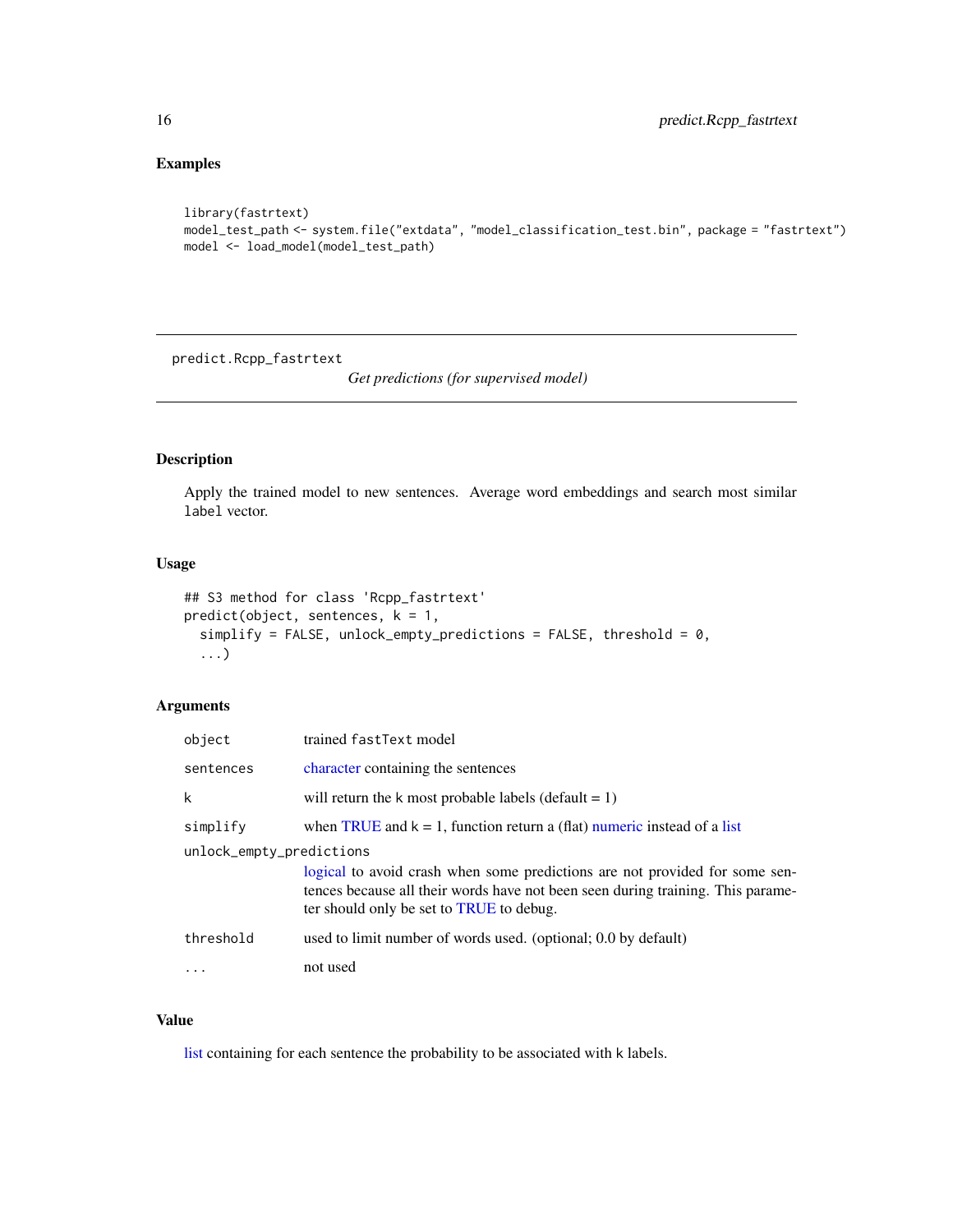## Examples

```
library(fastrtext)
model_test_path <- system.file("extdata", "model_classification_test.bin", package = "fastrtext")
model <- load_model(model_test_path)
```

---

`predict.Rcpp_fastrtext` *Get predictions (for supervised model)*

---

## Description

Apply the trained model to new sentences. Average word embeddings and search most similar `label` vector.

## Usage

```
## S3 method for class 'Rcpp_fastrtext'
predict(object, sentences, k = 1,
  simplify = FALSE, unlock_empty_predictions = FALSE, threshold = 0,
  ...)
```

## Arguments

| | |
|---|---|
| `object` | trained `fastText` model |
| `sentences` | character containing the sentences |
| `k` | will return the k most probable labels (default = 1) |
| `simplify` | when TRUE and k = 1, function return a (flat) numeric instead of a list |
| `unlock_empty_predictions` | logical to avoid crash when some predictions are not provided for some sentences because all their words have not been seen during training. This parameter should only be set to TRUE to debug. |
| `threshold` | used to limit number of words used. (optional; 0.0 by default) |
| `...` | not used |

## Value

list containing for each sentence the probability to be associated with `k` labels.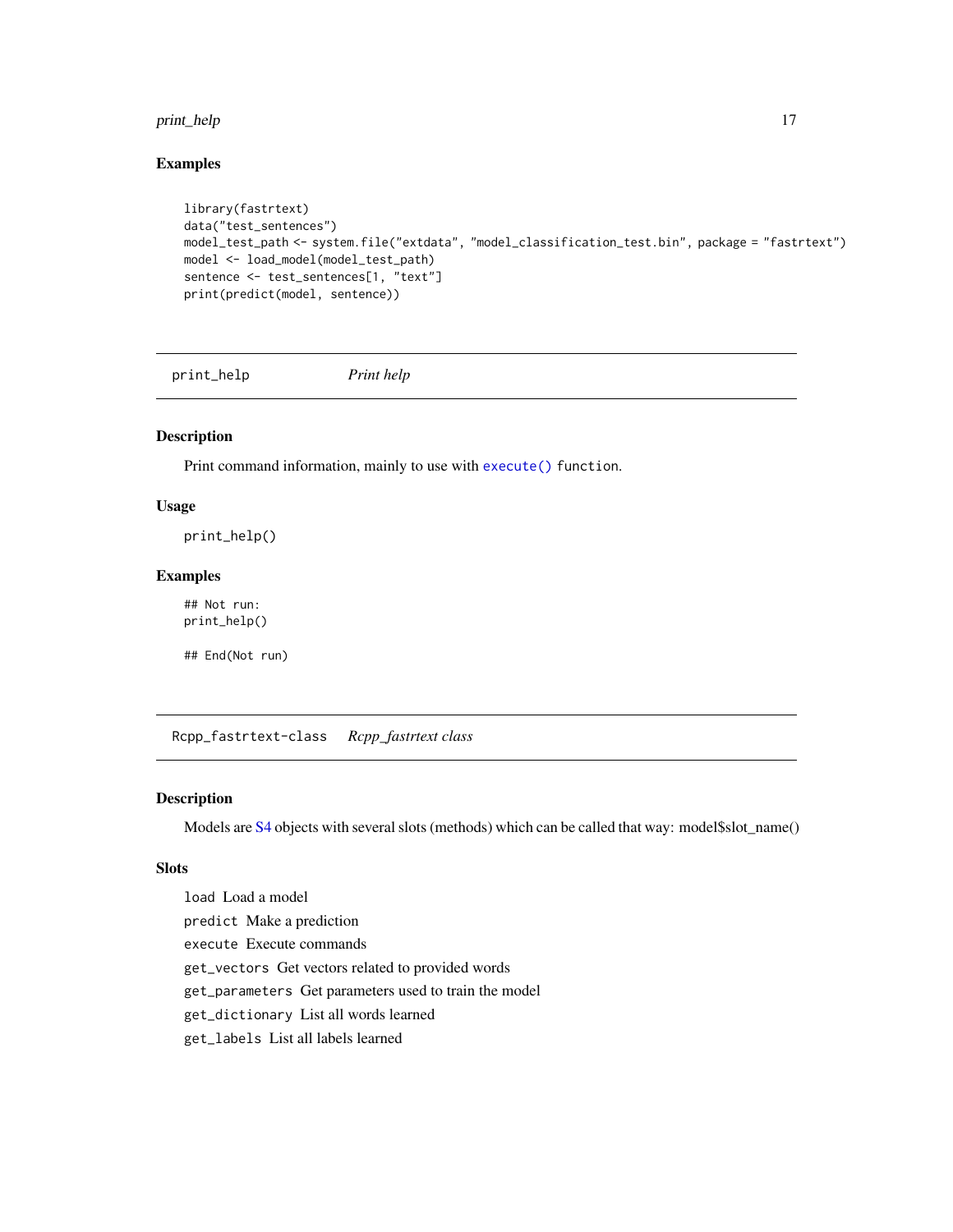### Examples

```
library(fastrtext)
data("test_sentences")
model_test_path <- system.file("extdata", "model_classification_test.bin", package = "fastrtext")
model <- load_model(model_test_path)
sentence <- test_sentences[1, "text"]
print(predict(model, sentence))
```

## print_help *Print help*

### Description

Print command information, mainly to use with `execute()` function.

### Usage

```
print_help()
```

### Examples

```
## Not run:
print_help()

## End(Not run)
```

## Rcpp_fastrtext-class *Rcpp_fastrtext class*

### Description

Models are S4 objects with several slots (methods) which can be called that way: model$slot_name()

### Slots

`load` Load a model

`predict` Make a prediction

`execute` Execute commands

`get_vectors` Get vectors related to provided words

`get_parameters` Get parameters used to train the model

`get_dictionary` List all words learned

`get_labels` List all labels learned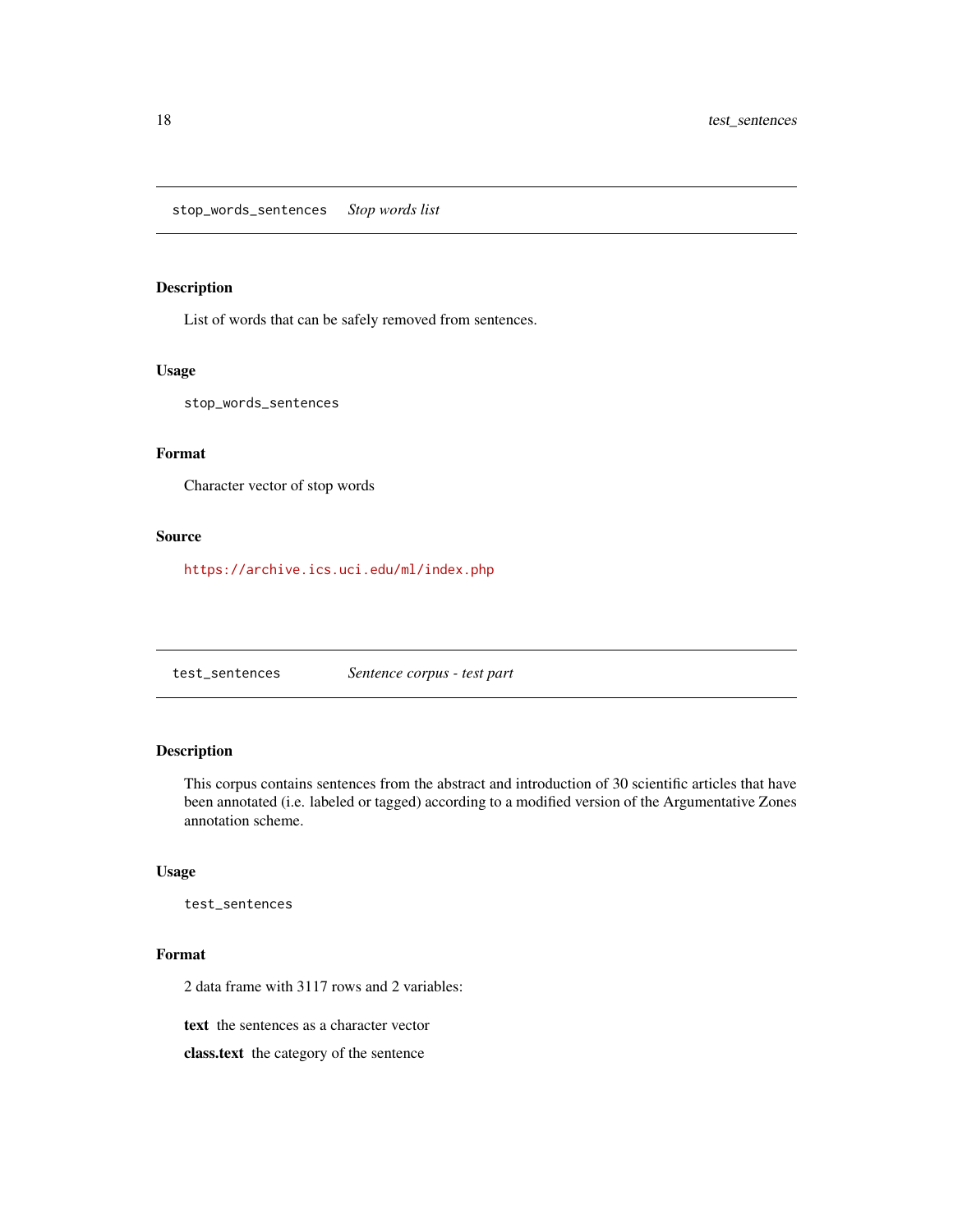## stop_words_sentences *Stop words list*

### Description

List of words that can be safely removed from sentences.

### Usage

```
stop_words_sentences
```

### Format

Character vector of stop words

### Source

https://archive.ics.uci.edu/ml/index.php

## test_sentences *Sentence corpus - test part*

### Description

This corpus contains sentences from the abstract and introduction of 30 scientific articles that have been annotated (i.e. labeled or tagged) according to a modified version of the Argumentative Zones annotation scheme.

### Usage

```
test_sentences
```

### Format

2 data frame with 3117 rows and 2 variables:

**text** the sentences as a character vector

**class.text** the category of the sentence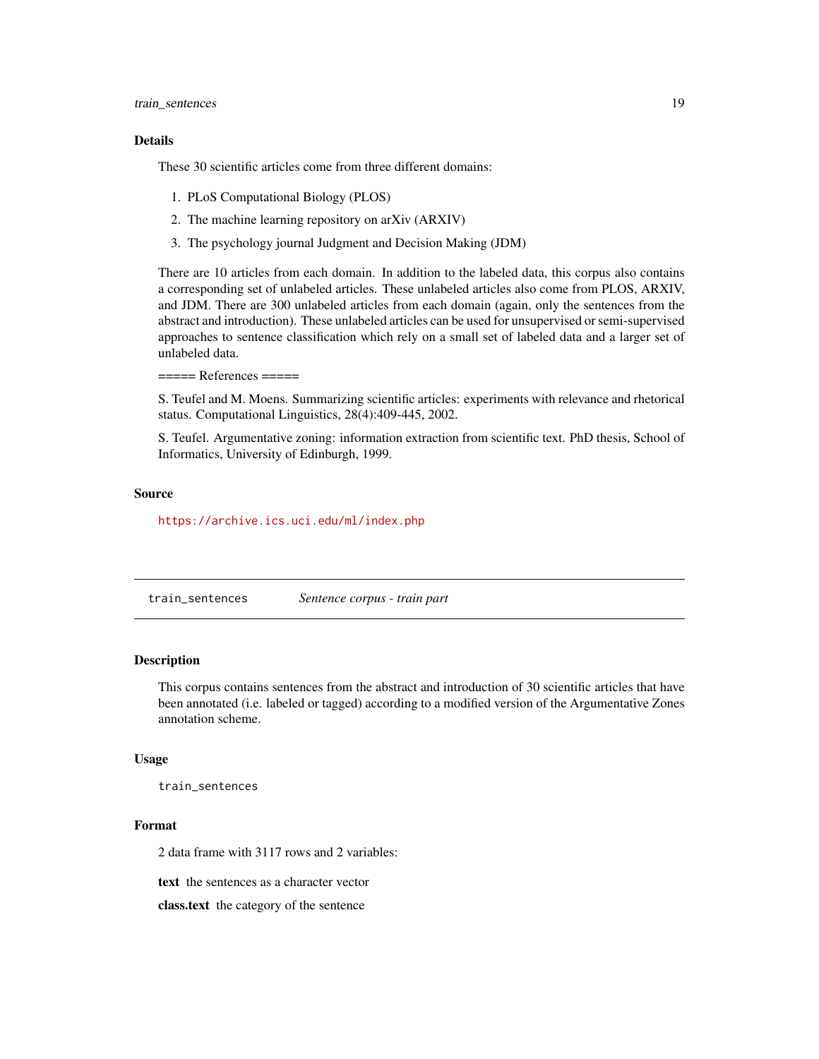## Details

These 30 scientific articles come from three different domains:

1. PLoS Computational Biology (PLOS)
2. The machine learning repository on arXiv (ARXIV)
3. The psychology journal Judgment and Decision Making (JDM)

There are 10 articles from each domain. In addition to the labeled data, this corpus also contains a corresponding set of unlabeled articles. These unlabeled articles also come from PLOS, ARXIV, and JDM. There are 300 unlabeled articles from each domain (again, only the sentences from the abstract and introduction). These unlabeled articles can be used for unsupervised or semi-supervised approaches to sentence classification which rely on a small set of labeled data and a larger set of unlabeled data.

===== References =====

S. Teufel and M. Moens. Summarizing scientific articles: experiments with relevance and rhetorical status. Computational Linguistics, 28(4):409-445, 2002.

S. Teufel. Argumentative zoning: information extraction from scientific text. PhD thesis, School of Informatics, University of Edinburgh, 1999.

## Source

https://archive.ics.uci.edu/ml/index.php

---

# train_sentences *Sentence corpus - train part*

## Description

This corpus contains sentences from the abstract and introduction of 30 scientific articles that have been annotated (i.e. labeled or tagged) according to a modified version of the Argumentative Zones annotation scheme.

## Usage

```
train_sentences
```

## Format

2 data frame with 3117 rows and 2 variables:

**text** the sentences as a character vector

**class.text** the category of the sentence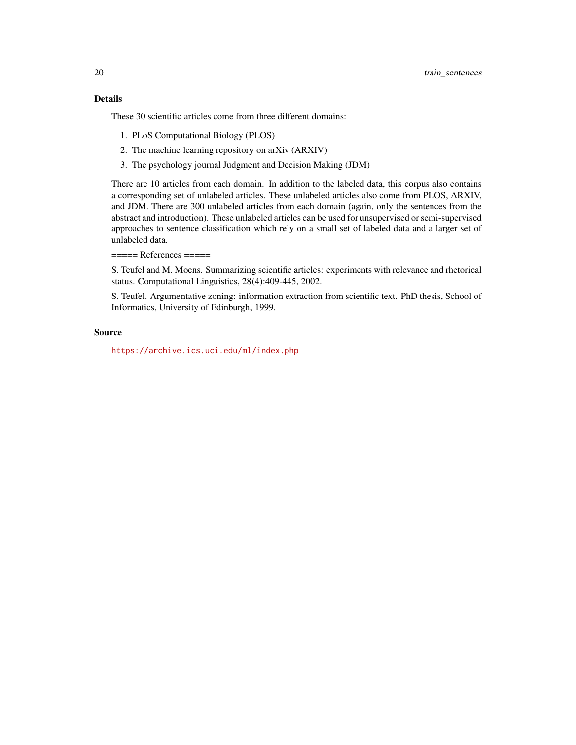### Details

These 30 scientific articles come from three different domains:

1. PLoS Computational Biology (PLOS)
2. The machine learning repository on arXiv (ARXIV)
3. The psychology journal Judgment and Decision Making (JDM)

There are 10 articles from each domain. In addition to the labeled data, this corpus also contains a corresponding set of unlabeled articles. These unlabeled articles also come from PLOS, ARXIV, and JDM. There are 300 unlabeled articles from each domain (again, only the sentences from the abstract and introduction). These unlabeled articles can be used for unsupervised or semi-supervised approaches to sentence classification which rely on a small set of labeled data and a larger set of unlabeled data.

===== References =====

S. Teufel and M. Moens. Summarizing scientific articles: experiments with relevance and rhetorical status. Computational Linguistics, 28(4):409-445, 2002.

S. Teufel. Argumentative zoning: information extraction from scientific text. PhD thesis, School of Informatics, University of Edinburgh, 1999.

### Source

https://archive.ics.uci.edu/ml/index.php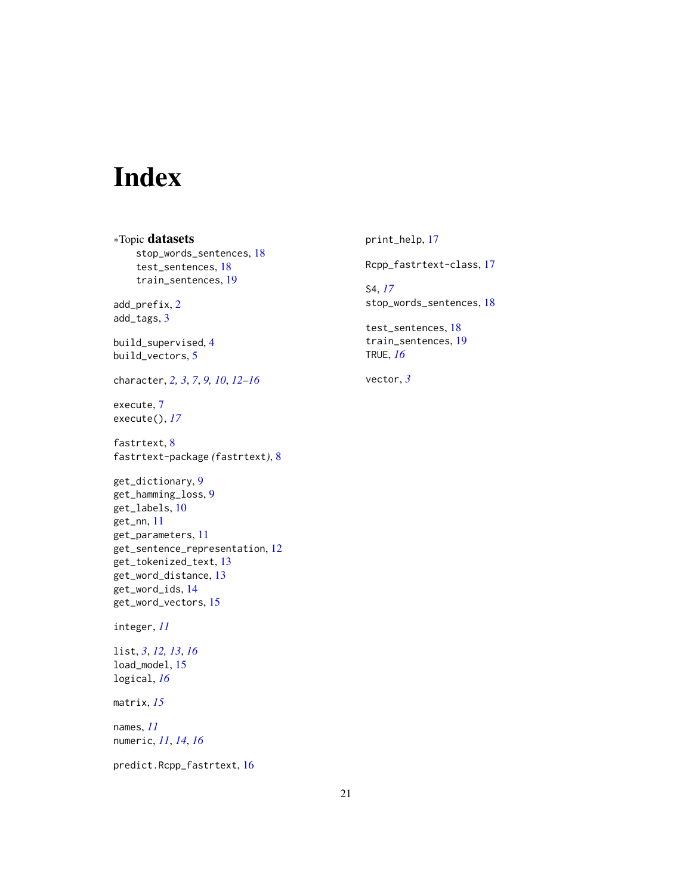# Index

∗Topic **datasets**

stop_words_sentences, 18
test_sentences, 18
train_sentences, 19

add_prefix, 2
add_tags, 3

build_supervised, 4
build_vectors, 5

character, *2, 3*, *7*, *9, 10*, *12–16*

execute, 7
execute(), *17*

fastrtext, 8
fastrtext-package *(*fastrtext*)*, 8

get_dictionary, 9
get_hamming_loss, 9
get_labels, 10
get_nn, 11
get_parameters, 11
get_sentence_representation, 12
get_tokenized_text, 13
get_word_distance, 13
get_word_ids, 14
get_word_vectors, 15

integer, *11*

list, *3*, *12, 13*, *16*
load_model, 15
logical, *16*

matrix, *15*

names, *11*
numeric, *11*, *14*, *16*

predict.Rcpp_fastrtext, 16
print_help, 17

Rcpp_fastrtext-class, 17

S4, *17*
stop_words_sentences, 18

test_sentences, 18
train_sentences, 19
TRUE, *16*

vector, *3*